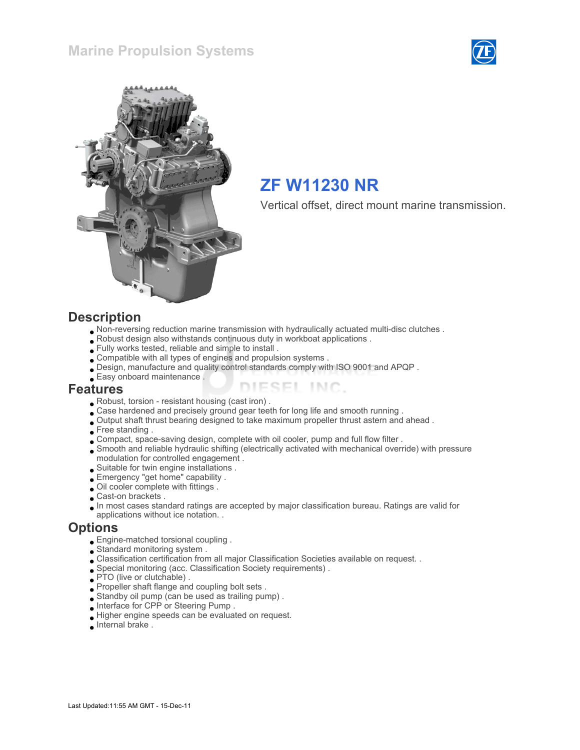# Marine Propulsion Systems

## ZF W11230 NR

Vertical offset, direct mount marine transmission.

## Description

- Non-reversing reduction marine transmission with hydraulically actuated multi-disc clutches .
- Robust design also withstands continuous duty in workboat applications .
- Fully works tested, reliable and simple to install .
- Compatible with all types of engines and propulsion systems .
- Design, manufacture and quality control standards comply with ISO 9001 and APQP .
- Easy onboard maintenance .

## Features

- Robust, torsion - resistant housing (cast iron) .
- Case hardened and precisely ground gear teeth for long life and smooth running .
- Output shaft thrust bearing designed to take maximum propeller thrust astern and ahead .
- Free standing .
- Compact, space-saving design, complete with oil cooler, pump and full flow filter .
- Smooth and reliable hydraulic shifting (electrically activated with mechanical override) with pressure modulation for controlled engagement .
- Suitable for twin engine installations .
- Emergency "get home" capability .
- Oil cooler complete with fittings .
- Cast-on brackets .
- In most cases standard ratings are accepted by major classification bureau. Ratings are valid for applications without ice notation. .

## Options

- Engine-matched torsional coupling .
- Standard monitoring system .
- Classification certification from all major Classification Societies available on request. .
- Special monitoring (acc. Classification Society requirements) .
- PTO (live or clutchable) .
- Propeller shaft flange and coupling bolt sets .
- Standby oil pump (can be used as trailing pump) .
- Interface for CPP or Steering Pump .
- Higher engine speeds can be evaluated on request.
- Internal brake .

Last Updated:11:55 AM GMT - 15-Dec-11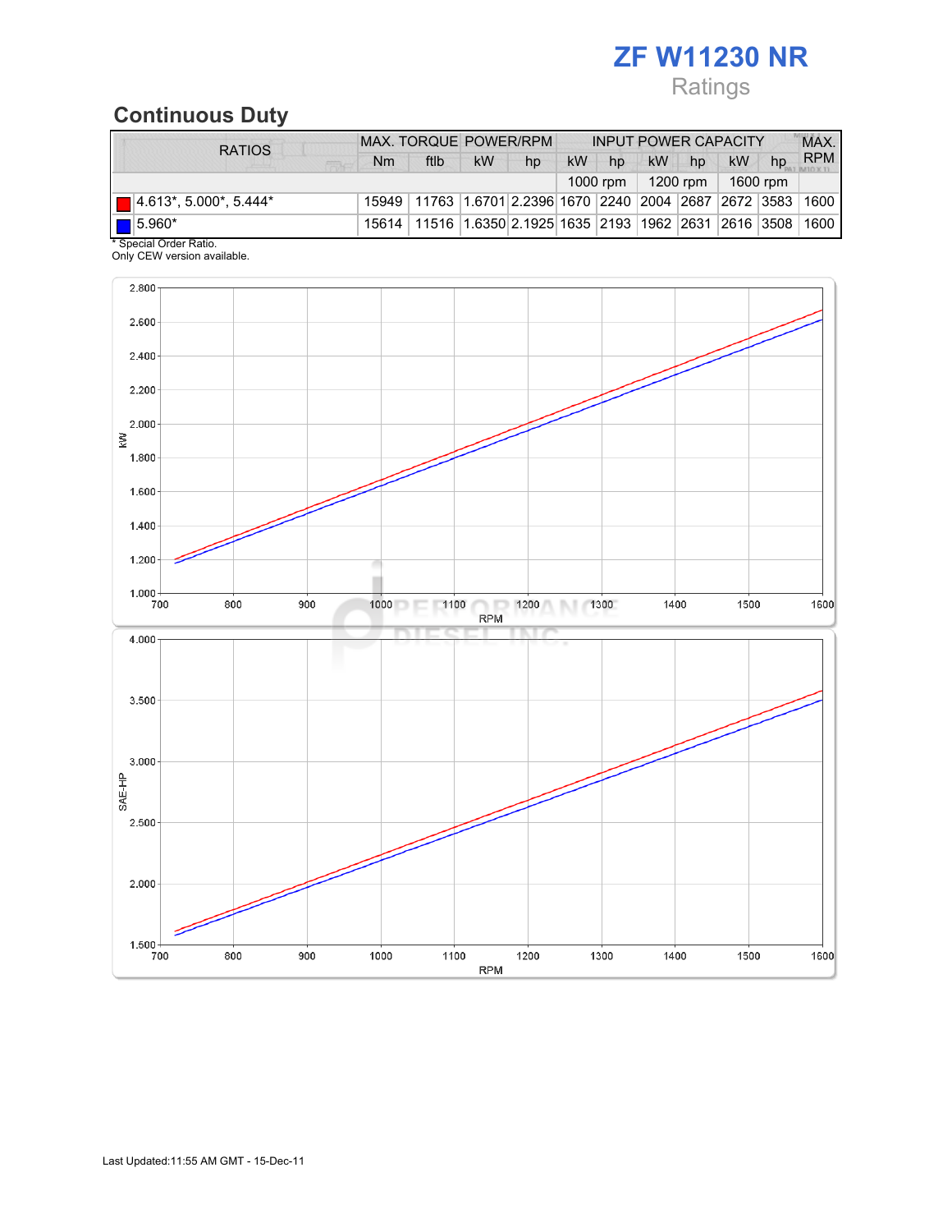# ZF W11230 NR

Ratings

## Continuous Duty

| RATIOS | MAX. TORQUE | | POWER/RPM | | INPUT POWER CAPACITY | | | | | | MAX. RPM |
|---|---|---|---|---|---|---|---|---|---|---|---|
| | Nm | ftlb | kW | hp | kW | hp | kW | hp | kW | hp | |
| | | | | | 1000 rpm | | 1200 rpm | | 1600 rpm | | |
| 4.613*, 5.000*, 5.444* | 15949 | 11763 | 1.6701 | 2.2396 | 1670 | 2240 | 2004 | 2687 | 2672 | 3583 | 1600 |
| 5.960* | 15614 | 11516 | 1.6350 | 2.1925 | 1635 | 2193 | 1962 | 2631 | 2616 | 3508 | 1600 |

* Special Order Ratio.
Only CEW version available.

Last Updated:11:55 AM GMT - 15-Dec-11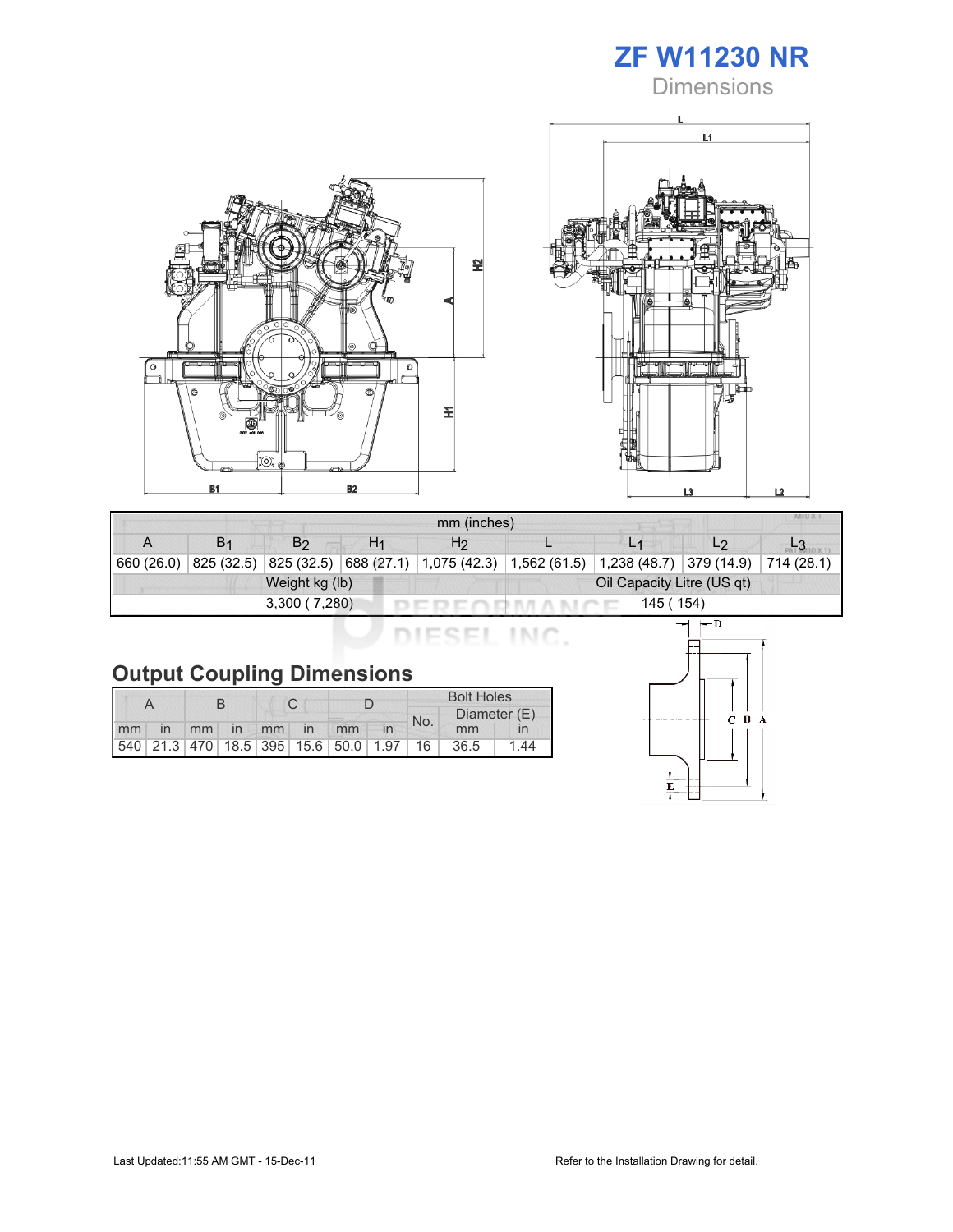# ZF W11230 NR

## Dimensions

| mm (inches) | | | | | | | | |
|---|---|---|---|---|---|---|---|---|
| A | $B_1$ | $B_2$ | $H_1$ | $H_2$ | L | $L_1$ | $L_2$ | $L_3$ |
| 660 (26.0) | 825 (32.5) | 825 (32.5) | 688 (27.1) | 1,075 (42.3) | 1,562 (61.5) | 1,238 (48.7) | 379 (14.9) | 714 (28.1) |
| Weight kg (lb) | | | | | Oil Capacity Litre (US qt) | | | |
| 3,300 ( 7,280) | | | | | 145 ( 154) | | | |

## Output Coupling Dimensions

| A | | B | | C | | D | | Bolt Holes | | |
|---|---|---|---|---|---|---|---|---|---|---|
| | | | | | | | | No. | Diameter (E) | |
| mm | in | mm | in | mm | in | mm | in | | mm | in |
| 540 | 21.3 | 470 | 18.5 | 395 | 15.6 | 50.0 | 1.97 | 16 | 36.5 | 1.44 |

Last Updated:11:55 AM GMT - 15-Dec-11

Refer to the Installation Drawing for detail.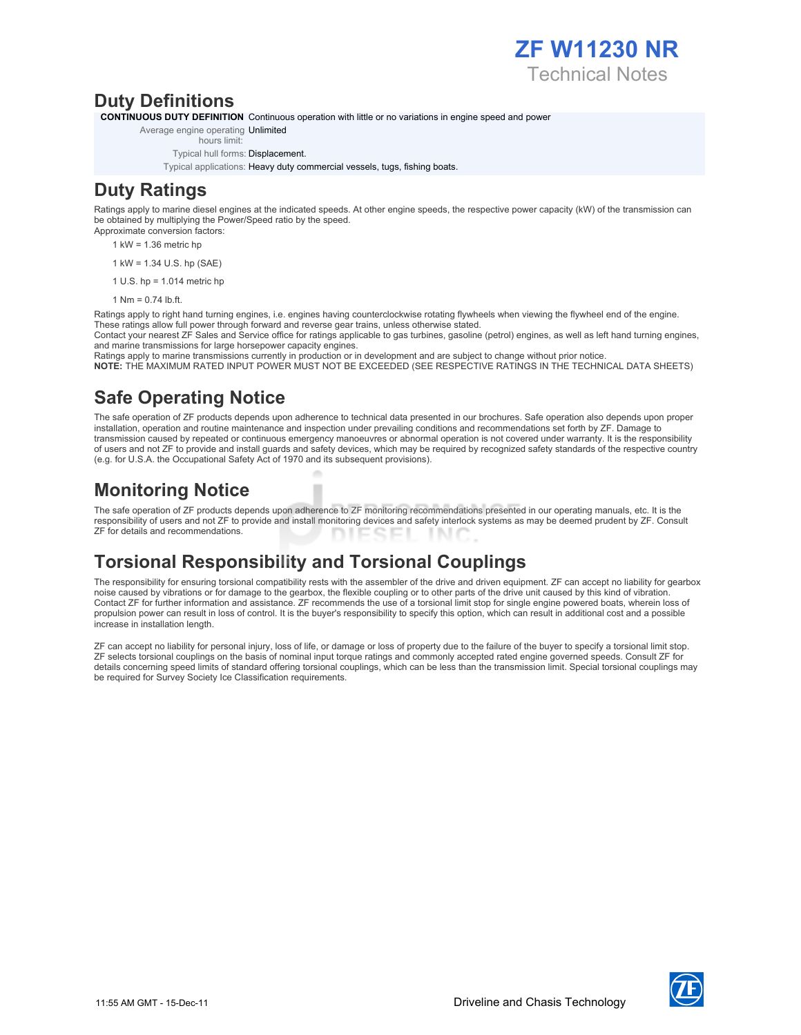# ZF W11230 NR
Technical Notes

## Duty Definitions

| | |
|---|---|
| **CONTINUOUS DUTY DEFINITION** | Continuous operation with little or no variations in engine speed and power |
| Average engine operating hours limit: | Unlimited |
| Typical hull forms: | Displacement. |
| Typical applications: | Heavy duty commercial vessels, tugs, fishing boats. |

## Duty Ratings

Ratings apply to marine diesel engines at the indicated speeds. At other engine speeds, the respective power capacity (kW) of the transmission can be obtained by multiplying the Power/Speed ratio by the speed.
Approximate conversion factors:

1 kW = 1.36 metric hp

1 kW = 1.34 U.S. hp (SAE)

1 U.S. hp = 1.014 metric hp

1 Nm = 0.74 lb.ft.

Ratings apply to right hand turning engines, i.e. engines having counterclockwise rotating flywheels when viewing the flywheel end of the engine. These ratings allow full power through forward and reverse gear trains, unless otherwise stated.
Contact your nearest ZF Sales and Service office for ratings applicable to gas turbines, gasoline (petrol) engines, as well as left hand turning engines, and marine transmissions for large horsepower capacity engines.
Ratings apply to marine transmissions currently in production or in development and are subject to change without prior notice.
**NOTE:** THE MAXIMUM RATED INPUT POWER MUST NOT BE EXCEEDED (SEE RESPECTIVE RATINGS IN THE TECHNICAL DATA SHEETS)

## Safe Operating Notice

The safe operation of ZF products depends upon adherence to technical data presented in our brochures. Safe operation also depends upon proper installation, operation and routine maintenance and inspection under prevailing conditions and recommendations set forth by ZF. Damage to transmission caused by repeated or continuous emergency manoeuvres or abnormal operation is not covered under warranty. It is the responsibility of users and not ZF to provide and install guards and safety devices, which may be required by recognized safety standards of the respective country (e.g. for U.S.A. the Occupational Safety Act of 1970 and its subsequent provisions).

## Monitoring Notice

The safe operation of ZF products depends upon adherence to ZF monitoring recommendations presented in our operating manuals, etc. It is the responsibility of users and not ZF to provide and install monitoring devices and safety interlock systems as may be deemed prudent by ZF. Consult ZF for details and recommendations.

## Torsional Responsibility and Torsional Couplings

The responsibility for ensuring torsional compatibility rests with the assembler of the drive and driven equipment. ZF can accept no liability for gearbox noise caused by vibrations or for damage to the gearbox, the flexible coupling or to other parts of the drive unit caused by this kind of vibration. Contact ZF for further information and assistance. ZF recommends the use of a torsional limit stop for single engine powered boats, wherein loss of propulsion power can result in loss of control. It is the buyer's responsibility to specify this option, which can result in additional cost and a possible increase in installation length.

ZF can accept no liability for personal injury, loss of life, or damage or loss of property due to the failure of the buyer to specify a torsional limit stop. ZF selects torsional couplings on the basis of nominal input torque ratings and commonly accepted rated engine governed speeds. Consult ZF for details concerning speed limits of standard offering torsional couplings, which can be less than the transmission limit. Special torsional couplings may be required for Survey Society Ice Classification requirements.

11:55 AM GMT - 15-Dec-11

Driveline and Chasis Technology